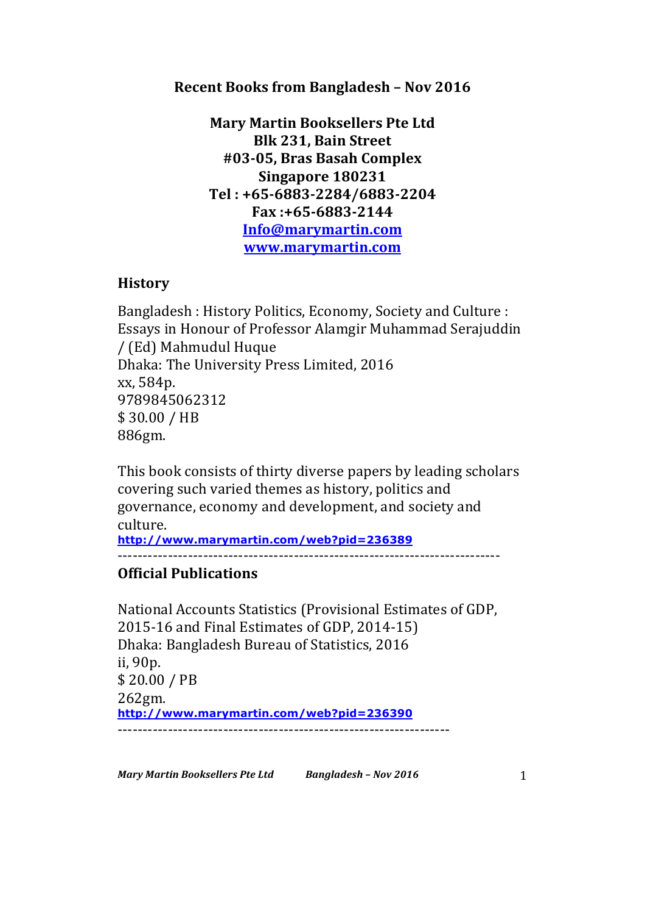# Recent Books from Bangladesh – Nov 2016

**Mary Martin Booksellers Pte Ltd**
**Blk 231, Bain Street**
**#03-05, Bras Basah Complex**
**Singapore 180231**
**Tel : +65-6883-2284/6883-2204**
**Fax :+65-6883-2144**
**Info@marymartin.com**
**www.marymartin.com**

## History

Bangladesh : History Politics, Economy, Society and Culture : Essays in Honour of Professor Alamgir Muhammad Serajuddin / (Ed) Mahmudul Huque
Dhaka: The University Press Limited, 2016
xx, 584p.
9789845062312
$ 30.00 / HB
886gm.

This book consists of thirty diverse papers by leading scholars covering such varied themes as history, politics and governance, economy and development, and society and culture.
http://www.marymartin.com/web?pid=236389

---

## Official Publications

National Accounts Statistics (Provisional Estimates of GDP, 2015-16 and Final Estimates of GDP, 2014-15)
Dhaka: Bangladesh Bureau of Statistics, 2016
ii, 90p.
$ 20.00 / PB
262gm.
http://www.marymartin.com/web?pid=236390

---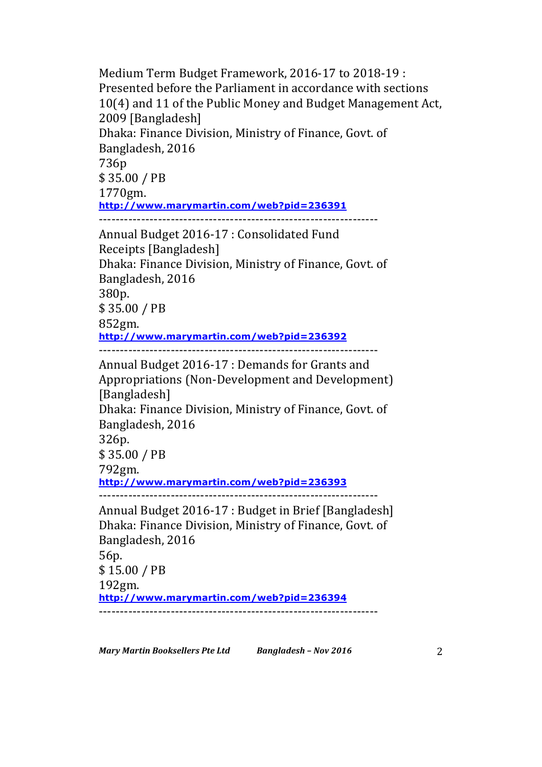Medium Term Budget Framework, 2016-17 to 2018-19 : Presented before the Parliament in accordance with sections 10(4) and 11 of the Public Money and Budget Management Act, 2009 [Bangladesh]
Dhaka: Finance Division, Ministry of Finance, Govt. of Bangladesh, 2016
736p
$ 35.00 / PB
1770gm.
**http://www.marymartin.com/web?pid=236391**

------------------------------------------------------------------

Annual Budget 2016-17 : Consolidated Fund Receipts [Bangladesh]
Dhaka: Finance Division, Ministry of Finance, Govt. of Bangladesh, 2016
380p.
$ 35.00 / PB
852gm.
**http://www.marymartin.com/web?pid=236392**

------------------------------------------------------------------

Annual Budget 2016-17 : Demands for Grants and Appropriations (Non-Development and Development) [Bangladesh]
Dhaka: Finance Division, Ministry of Finance, Govt. of Bangladesh, 2016
326p.
$ 35.00 / PB
792gm.
**http://www.marymartin.com/web?pid=236393**

------------------------------------------------------------------

Annual Budget 2016-17 : Budget in Brief [Bangladesh]
Dhaka: Finance Division, Ministry of Finance, Govt. of Bangladesh, 2016
56p.
$ 15.00 / PB
192gm.
**http://www.marymartin.com/web?pid=236394**

------------------------------------------------------------------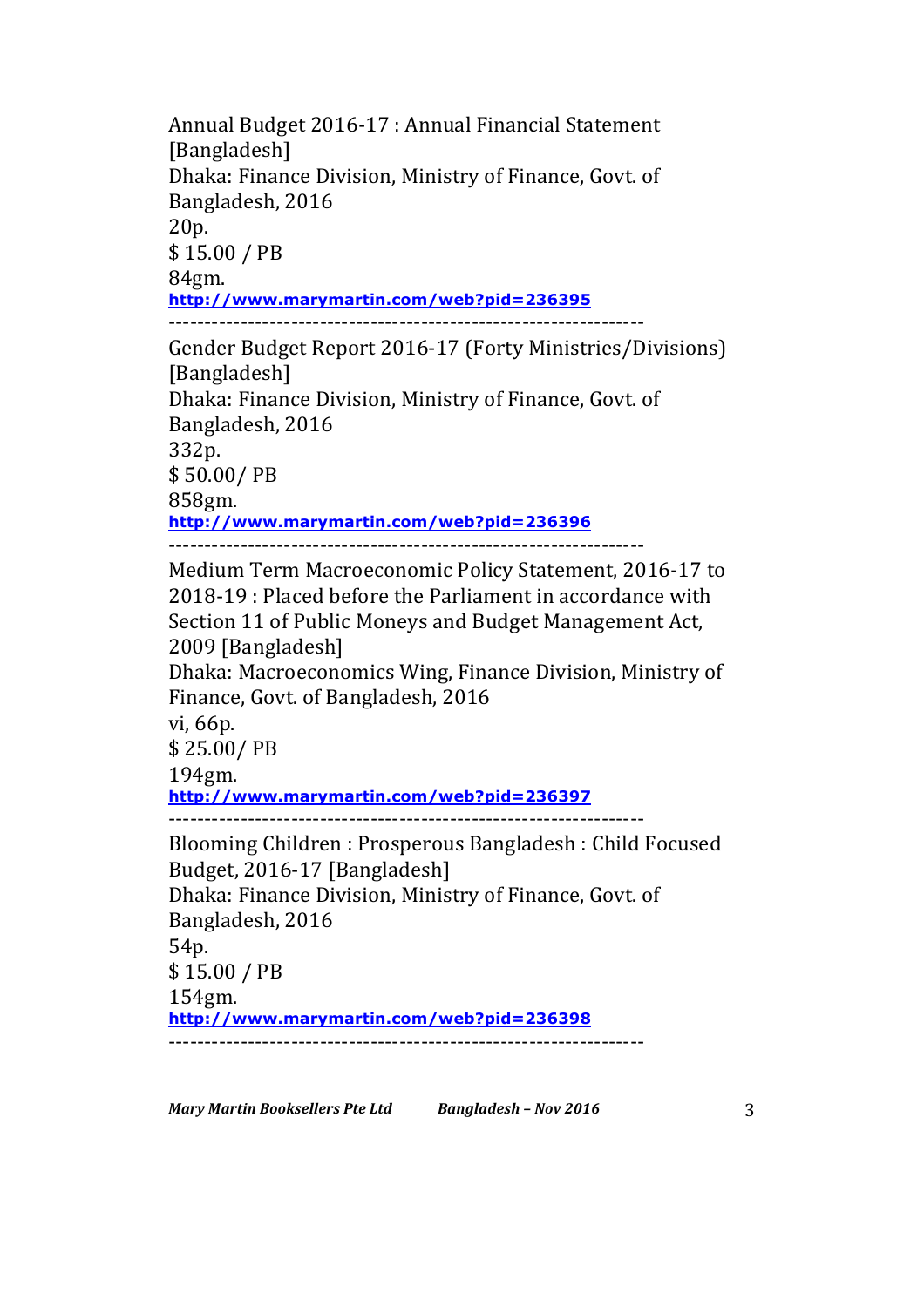Annual Budget 2016-17 : Annual Financial Statement [Bangladesh]
Dhaka: Finance Division, Ministry of Finance, Govt. of Bangladesh, 2016
20p.
$ 15.00 / PB
84gm.
**http://www.marymartin.com/web?pid=236395**

------------------------------------------------------------------

Gender Budget Report 2016-17 (Forty Ministries/Divisions) [Bangladesh]
Dhaka: Finance Division, Ministry of Finance, Govt. of Bangladesh, 2016
332p.
$ 50.00/ PB
858gm.
**http://www.marymartin.com/web?pid=236396**

------------------------------------------------------------------

Medium Term Macroeconomic Policy Statement, 2016-17 to 2018-19 : Placed before the Parliament in accordance with Section 11 of Public Moneys and Budget Management Act, 2009 [Bangladesh]
Dhaka: Macroeconomics Wing, Finance Division, Ministry of Finance, Govt. of Bangladesh, 2016
vi, 66p.
$ 25.00/ PB
194gm.
**http://www.marymartin.com/web?pid=236397**

------------------------------------------------------------------

Blooming Children : Prosperous Bangladesh : Child Focused Budget, 2016-17 [Bangladesh]
Dhaka: Finance Division, Ministry of Finance, Govt. of Bangladesh, 2016
54p.
$ 15.00 / PB
154gm.
**http://www.marymartin.com/web?pid=236398**

------------------------------------------------------------------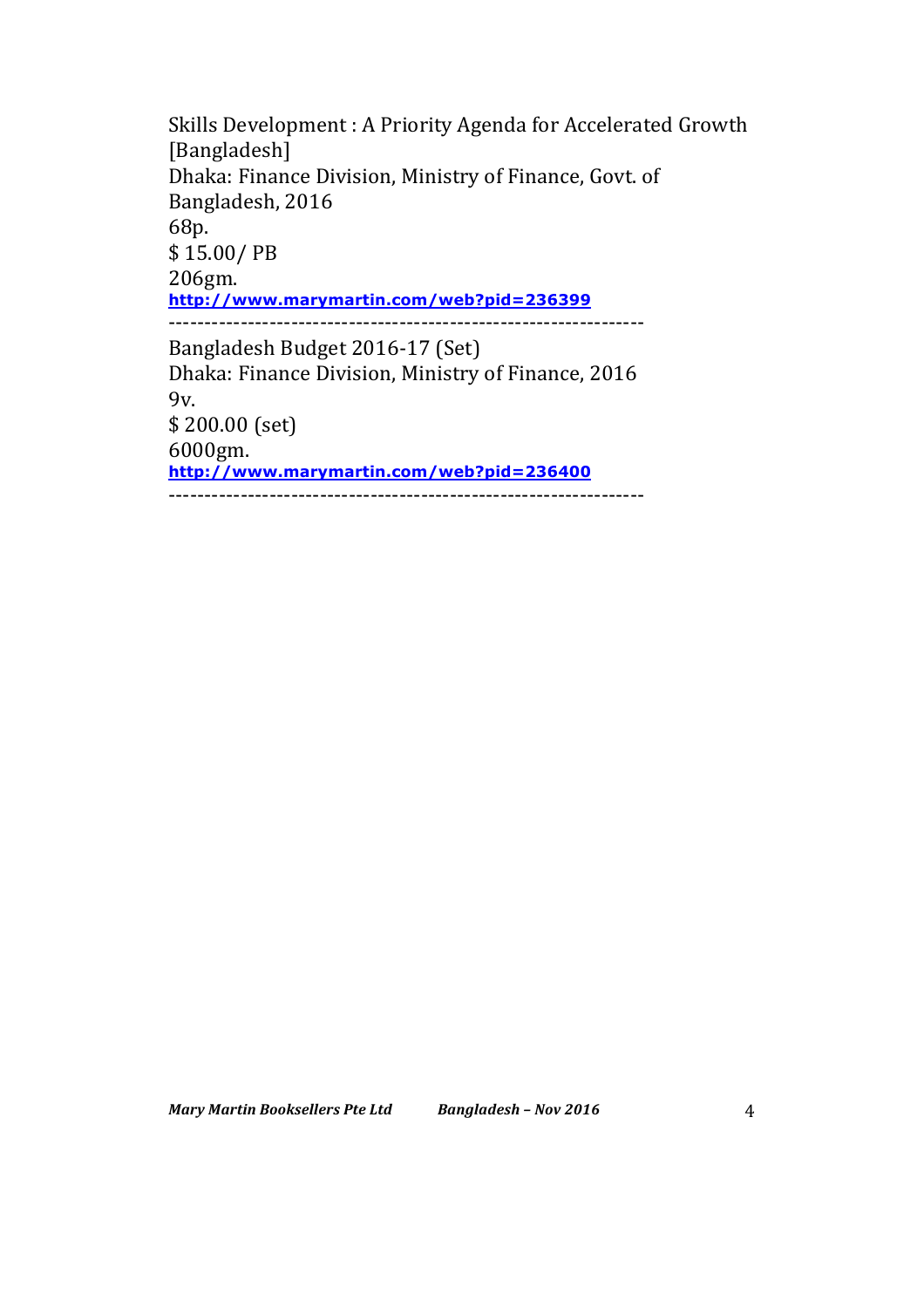Skills Development : A Priority Agenda for Accelerated Growth [Bangladesh]
Dhaka: Finance Division, Ministry of Finance, Govt. of Bangladesh, 2016
68p.
$ 15.00/ PB
206gm.
**http://www.marymartin.com/web?pid=236399**

---

Bangladesh Budget 2016-17 (Set)
Dhaka: Finance Division, Ministry of Finance, 2016
9v.
$ 200.00 (set)
6000gm.
**http://www.marymartin.com/web?pid=236400**

---